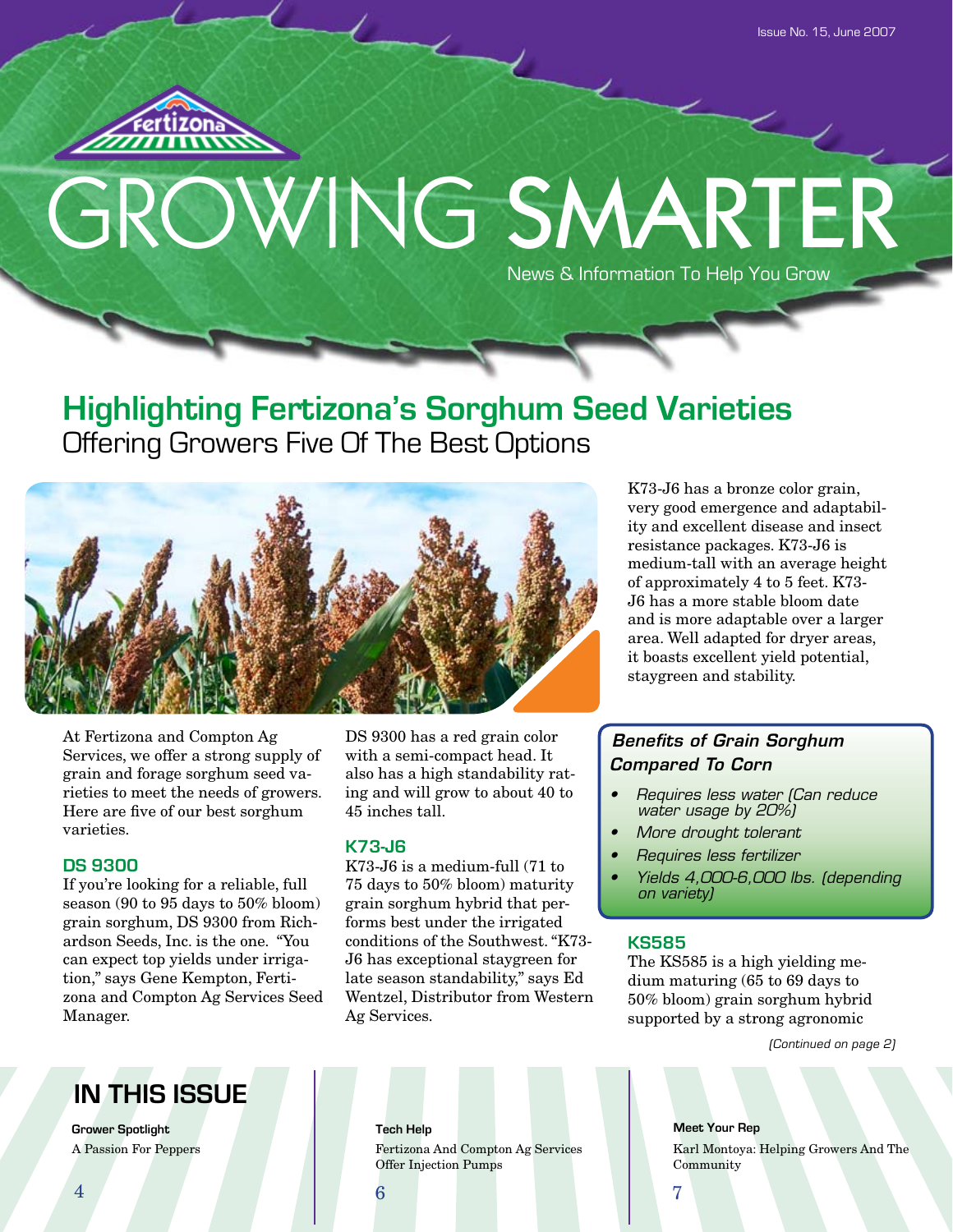Issue No. 15, June 2007

Fertizona

# GROWING SMARTER

News & Information To Help You Grow

## Highlighting Fertizona's Sorghum Seed Varieties

Offering Growers Five Of The Best Options

At Fertizona and Compton Ag Services, we offer a strong supply of grain and forage sorghum seed varieties to meet the needs of growers. Here are five of our best sorghum varieties.

### DS 9300

If you're looking for a reliable, full season (90 to 95 days to 50% bloom) grain sorghum, DS 9300 from Richardson Seeds, Inc. is the one. "You can expect top yields under irrigation," says Gene Kempton, Fertizona and Compton Ag Services Seed Manager.

DS 9300 has a red grain color with a semi-compact head. It also has a high standability rating and will grow to about 40 to 45 inches tall.

### K73-J6

K73-J6 is a medium-full (71 to 75 days to 50% bloom) maturity grain sorghum hybrid that performs best under the irrigated conditions of the Southwest. "K73-J6 has exceptional staygreen for late season standability," says Ed Wentzel, Distributor from Western Ag Services.

K73-J6 has a bronze color grain, very good emergence and adaptability and excellent disease and insect resistance packages. K73-J6 is medium-tall with an average height of approximately 4 to 5 feet. K73-J6 has a more stable bloom date and is more adaptable over a larger area. Well adapted for dryer areas, it boasts excellent yield potential, staygreen and stability.

> ***Benefits of Grain Sorghum Compared To Corn***
>
> - *Requires less water (Can reduce water usage by 20%)*
> - *More drought tolerant*
> - *Requires less fertilizer*
> - *Yields 4,000-6,000 lbs. (depending on variety)*

### KS585

The KS585 is a high yielding medium maturing (65 to 69 days to 50% bloom) grain sorghum hybrid supported by a strong agronomic

*(Continued on page 2)*

## IN THIS ISSUE

**Grower Spotlight**
A Passion For Peppers — 4

**Tech Help**
Fertizona And Compton Ag Services Offer Injection Pumps — 6

**Meet Your Rep**
Karl Montoya: Helping Growers And The Community — 7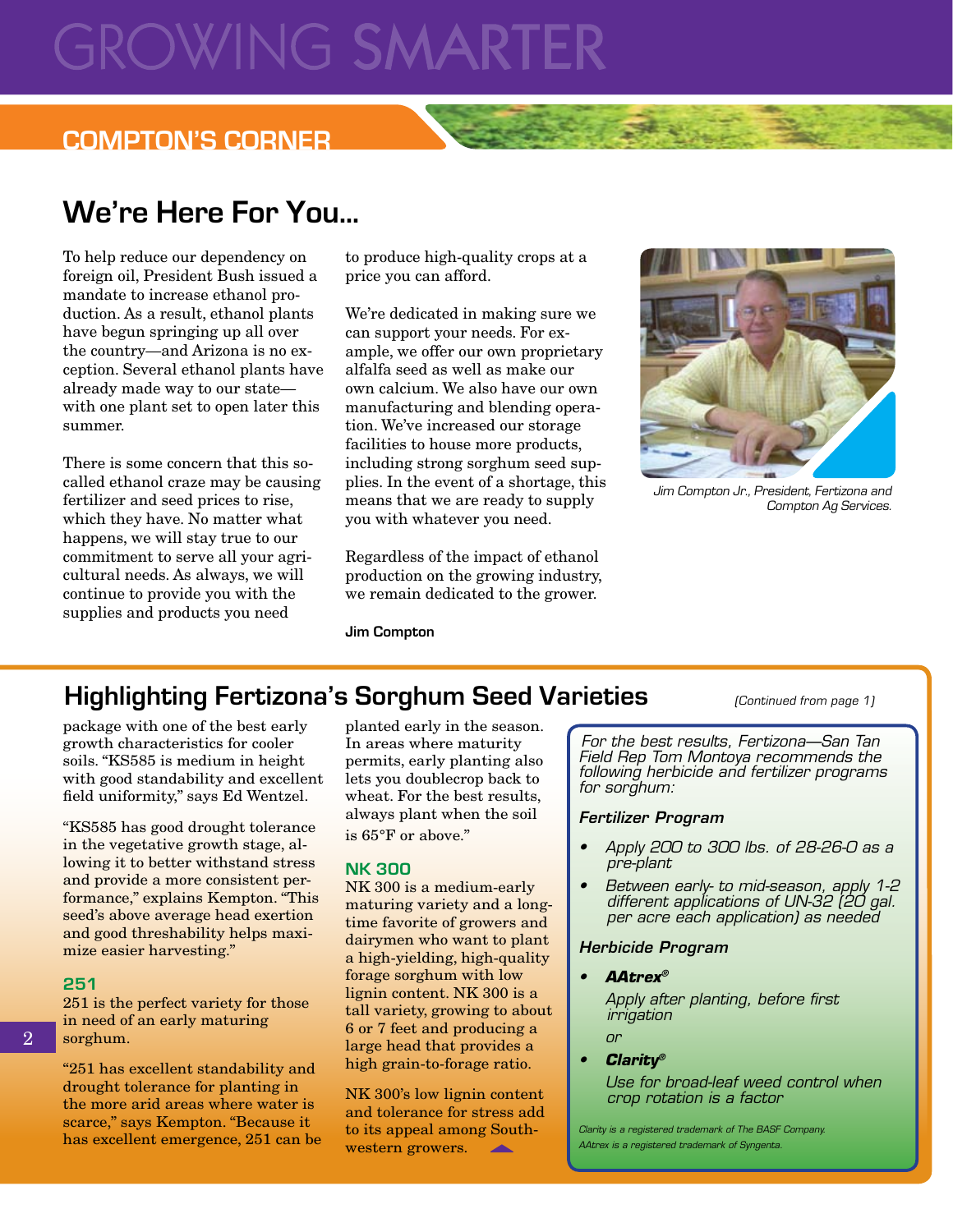# GROWING SMARTER

## COMPTON'S CORNER

## We're Here For You...

To help reduce our dependency on foreign oil, President Bush issued a mandate to increase ethanol production. As a result, ethanol plants have begun springing up all over the country—and Arizona is no exception. Several ethanol plants have already made way to our state—with one plant set to open later this summer.

There is some concern that this so-called ethanol craze may be causing fertilizer and seed prices to rise, which they have. No matter what happens, we will stay true to our commitment to serve all your agricultural needs. As always, we will continue to provide you with the supplies and products you need to produce high-quality crops at a price you can afford.

We're dedicated in making sure we can support your needs. For example, we offer our own proprietary alfalfa seed as well as make our own calcium. We also have our own manufacturing and blending operation. We've increased our storage facilities to house more products, including strong sorghum seed supplies. In the event of a shortage, this means that we are ready to supply you with whatever you need.

Regardless of the impact of ethanol production on the growing industry, we remain dedicated to the grower.

**Jim Compton**

*Jim Compton Jr., President, Fertizona and Compton Ag Services.*

## Highlighting Fertizona's Sorghum Seed Varieties

*(Continued from page 1)*

package with one of the best early growth characteristics for cooler soils. "KS585 is medium in height with good standability and excellent field uniformity," says Ed Wentzel.

"KS585 has good drought tolerance in the vegetative growth stage, allowing it to better withstand stress and provide a more consistent performance," explains Kempton. "This seed's above average head exertion and good threshability helps maximize easier harvesting."

### 251

251 is the perfect variety for those in need of an early maturing sorghum.

"251 has excellent standability and drought tolerance for planting in the more arid areas where water is scarce," says Kempton. "Because it has excellent emergence, 251 can be planted early in the season. In areas where maturity permits, early planting also lets you doublecrop back to wheat. For the best results, always plant when the soil is 65°F or above."

### NK 300

NK 300 is a medium-early maturing variety and a longtime favorite of growers and dairymen who want to plant a high-yielding, high-quality forage sorghum with low lignin content. NK 300 is a tall variety, growing to about 6 or 7 feet and producing a large head that provides a high grain-to-forage ratio.

NK 300's low lignin content and tolerance for stress add to its appeal among Southwestern growers.

*For the best results, Fertizona—San Tan Field Rep Tom Montoya recommends the following herbicide and fertilizer programs for sorghum:*

***Fertilizer Program***

- *Apply 200 to 300 lbs. of 28-26-0 as a pre-plant*
- *Between early- to mid-season, apply 1-2 different applications of UN-32 (20 gal. per acre each application) as needed*

***Herbicide Program***

- ***AAtrex®***
  *Apply after planting, before first irrigation*
  *or*
- ***Clarity®***
  *Use for broad-leaf weed control when crop rotation is a factor*

*Clarity is a registered trademark of The BASF Company.*
*AAtrex is a registered trademark of Syngenta.*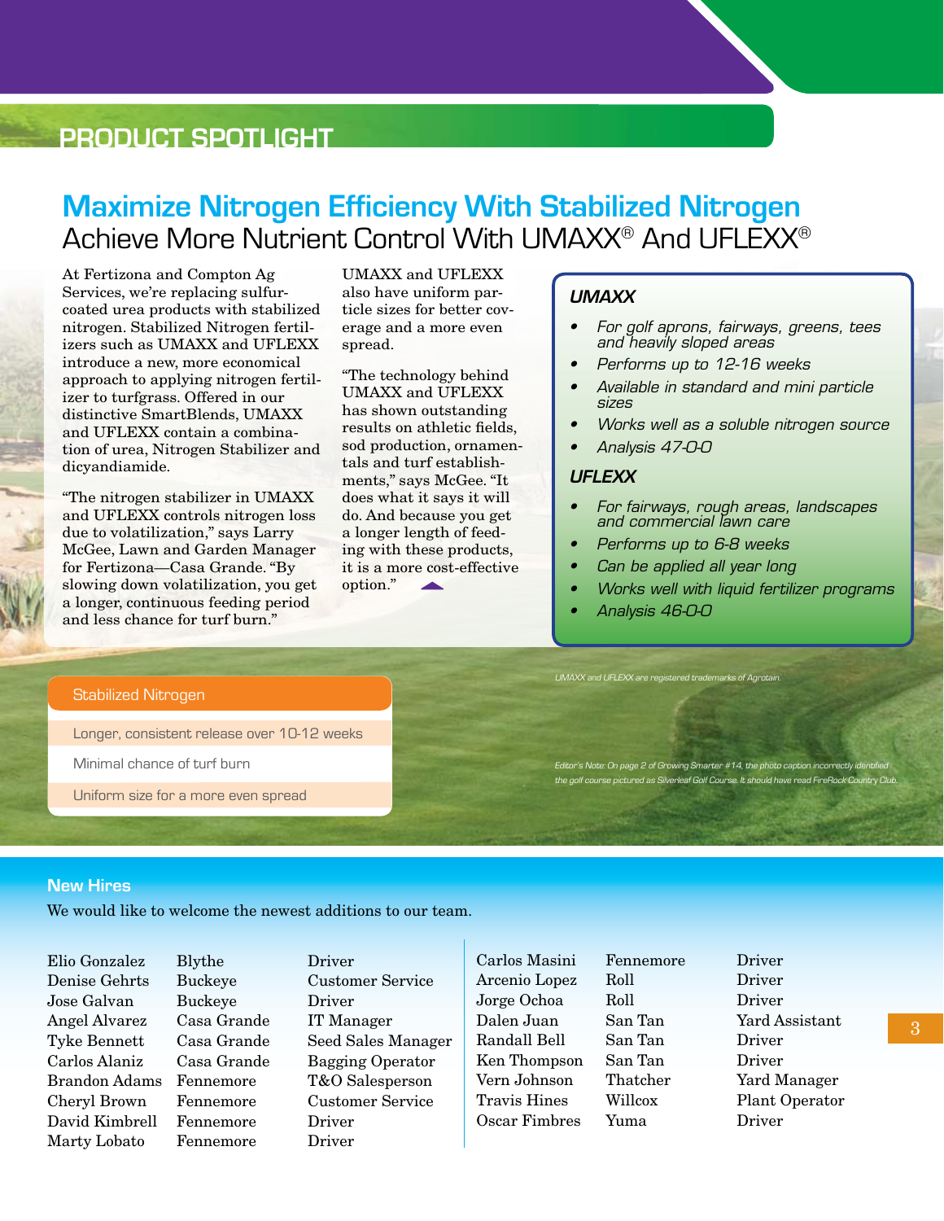## PRODUCT SPOTLIGHT

# Maximize Nitrogen Efficiency With Stabilized Nitrogen

## Achieve More Nutrient Control With UMAXX® And UFLEXX®

At Fertizona and Compton Ag Services, we're replacing sulfur-coated urea products with stabilized nitrogen. Stabilized Nitrogen fertilizers such as UMAXX and UFLEXX introduce a new, more economical approach to applying nitrogen fertilizer to turfgrass. Offered in our distinctive SmartBlends, UMAXX and UFLEXX contain a combination of urea, Nitrogen Stabilizer and dicyandiamide.

"The nitrogen stabilizer in UMAXX and UFLEXX controls nitrogen loss due to volatilization," says Larry McGee, Lawn and Garden Manager for Fertizona—Casa Grande. "By slowing down volatilization, you get a longer, continuous feeding period and less chance for turf burn."

UMAXX and UFLEXX also have uniform particle sizes for better coverage and a more even spread.

"The technology behind UMAXX and UFLEXX has shown outstanding results on athletic fields, sod production, ornamentals and turf establishments," says McGee. "It does what it says it will do. And because you get a longer length of feeding with these products, it is a more cost-effective option."

### *UMAXX*

- *For golf aprons, fairways, greens, tees and heavily sloped areas*
- *Performs up to 12-16 weeks*
- *Available in standard and mini particle sizes*
- *Works well as a soluble nitrogen source*
- *Analysis 47-0-0*

### *UFLEXX*

- *For fairways, rough areas, landscapes and commercial lawn care*
- *Performs up to 6-8 weeks*
- *Can be applied all year long*
- *Works well with liquid fertilizer programs*
- *Analysis 46-0-0*

*UMAXX and UFLEXX are registered trademarks of Agrotain.*

| Stabilized Nitrogen |
|---|
| Longer, consistent release over 10-12 weeks |
| Minimal chance of turf burn |
| Uniform size for a more even spread |

*Editor's Note: On page 2 of Growing Smarter #14, the photo caption incorrectly identified the golf course pictured as Silverleaf Golf Course. It should have read FireRock Country Club.*

## New Hires

We would like to welcome the newest additions to our team.

| Name | Location | Position |
|---|---|---|
| Elio Gonzalez | Blythe | Driver |
| Denise Gehrts | Buckeye | Customer Service |
| Jose Galvan | Buckeye | Driver |
| Angel Alvarez | Casa Grande | IT Manager |
| Tyke Bennett | Casa Grande | Seed Sales Manager |
| Carlos Alaniz | Casa Grande | Bagging Operator |
| Brandon Adams | Fennemore | T&O Salesperson |
| Cheryl Brown | Fennemore | Customer Service |
| David Kimbrell | Fennemore | Driver |
| Marty Lobato | Fennemore | Driver |
| Carlos Masini | Fennemore | Driver |
| Arcenio Lopez | Roll | Driver |
| Jorge Ochoa | Roll | Driver |
| Dalen Juan | San Tan | Yard Assistant |
| Randall Bell | San Tan | Driver |
| Ken Thompson | San Tan | Driver |
| Vern Johnson | Thatcher | Yard Manager |
| Travis Hines | Willcox | Plant Operator |
| Oscar Fimbres | Yuma | Driver |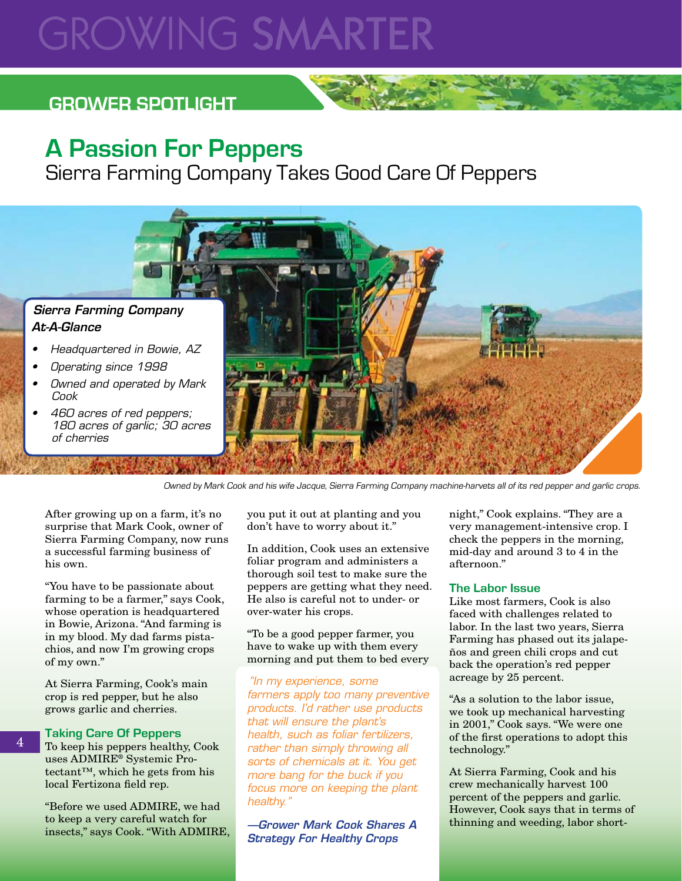# GROWING SMARTER

## GROWER SPOTLIGHT

# A Passion For Peppers

## Sierra Farming Company Takes Good Care Of Peppers

***Sierra Farming Company At-A-Glance***

- *Headquartered in Bowie, AZ*
- *Operating since 1998*
- *Owned and operated by Mark Cook*
- *460 acres of red peppers; 180 acres of garlic; 30 acres of cherries*

*Owned by Mark Cook and his wife Jacque, Sierra Farming Company machine-harvests all of its red pepper and garlic crops.*

After growing up on a farm, it's no surprise that Mark Cook, owner of Sierra Farming Company, now runs a successful farming business of his own.

"You have to be passionate about farming to be a farmer," says Cook, whose operation is headquartered in Bowie, Arizona. "And farming is in my blood. My dad farms pistachios, and now I'm growing crops of my own."

At Sierra Farming, Cook's main crop is red pepper, but he also grows garlic and cherries.

### Taking Care Of Peppers

To keep his peppers healthy, Cook uses ADMIRE® Systemic Protectant™, which he gets from his local Fertizona field rep.

"Before we used ADMIRE, we had to keep a very careful watch for insects," says Cook. "With ADMIRE, you put it out at planting and you don't have to worry about it."

In addition, Cook uses an extensive foliar program and administers a thorough soil test to make sure the peppers are getting what they need. He also is careful not to under- or over-water his crops.

"To be a good pepper farmer, you have to wake up with them every morning and put them to bed every night," Cook explains. "They are a very management-intensive crop. I check the peppers in the morning, mid-day and around 3 to 4 in the afternoon."

> *"In my experience, some farmers apply too many preventive products. I'd rather use products that will ensure the plant's health, such as foliar fertilizers, rather than simply throwing all sorts of chemicals at it. You get more bang for the buck if you focus more on keeping the plant healthy."*
>
> ***—Grower Mark Cook Shares A Strategy For Healthy Crops***

### The Labor Issue

Like most farmers, Cook is also faced with challenges related to labor. In the last two years, Sierra Farming has phased out its jalapeños and green chili crops and cut back the operation's red pepper acreage by 25 percent.

"As a solution to the labor issue, we took up mechanical harvesting in 2001," Cook says. "We were one of the first operations to adopt this technology."

At Sierra Farming, Cook and his crew mechanically harvest 100 percent of the peppers and garlic. However, Cook says that in terms of thinning and weeding, labor short-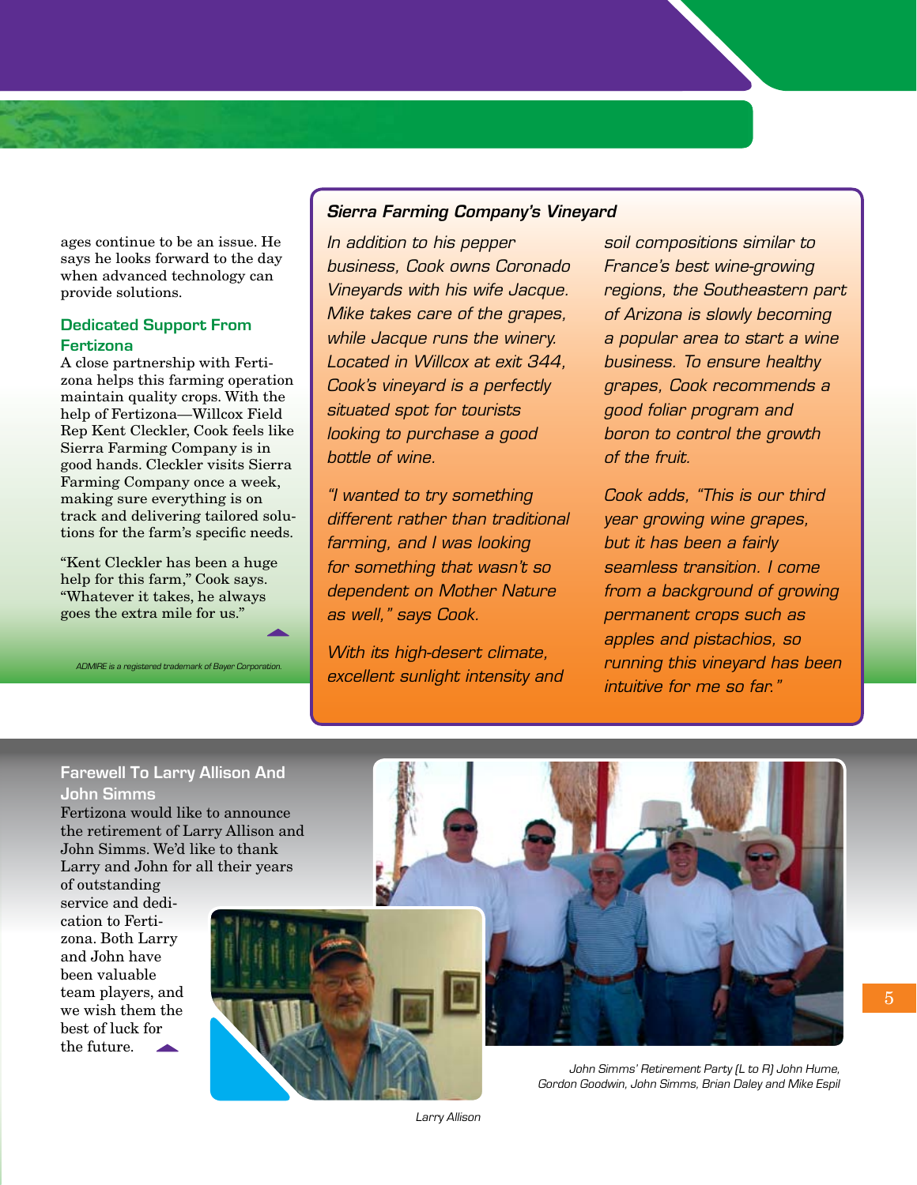ages continue to be an issue. He says he looks forward to the day when advanced technology can provide solutions.

### Dedicated Support From Fertizona

A close partnership with Fertizona helps this farming operation maintain quality crops. With the help of Fertizona—Willcox Field Rep Kent Cleckler, Cook feels like Sierra Farming Company is in good hands. Cleckler visits Sierra Farming Company once a week, making sure everything is on track and delivering tailored solutions for the farm's specific needs.

"Kent Cleckler has been a huge help for this farm," Cook says. "Whatever it takes, he always goes the extra mile for us."

*ADMIRE is a registered trademark of Bayer Corporation.*

### *Sierra Farming Company's Vineyard*

*In addition to his pepper business, Cook owns Coronado Vineyards with his wife Jacque. Mike takes care of the grapes, while Jacque runs the winery. Located in Willcox at exit 344, Cook's vineyard is a perfectly situated spot for tourists looking to purchase a good bottle of wine.*

*"I wanted to try something different rather than traditional farming, and I was looking for something that wasn't so dependent on Mother Nature as well," says Cook.*

*With its high-desert climate, excellent sunlight intensity and soil compositions similar to France's best wine-growing regions, the Southeastern part of Arizona is slowly becoming a popular area to start a wine business. To ensure healthy grapes, Cook recommends a good foliar program and boron to control the growth of the fruit.*

*Cook adds, "This is our third year growing wine grapes, but it has been a fairly seamless transition. I come from a background of growing permanent crops such as apples and pistachios, so running this vineyard has been intuitive for me so far."*

### Farewell To Larry Allison And John Simms

Fertizona would like to announce the retirement of Larry Allison and John Simms. We'd like to thank Larry and John for all their years of outstanding service and dedication to Fertizona. Both Larry and John have been valuable team players, and we wish them the best of luck for the future.

*John Simms' Retirement Party (L to R) John Hume, Gordon Goodwin, John Simms, Brian Daley and Mike Espil*

*Larry Allison*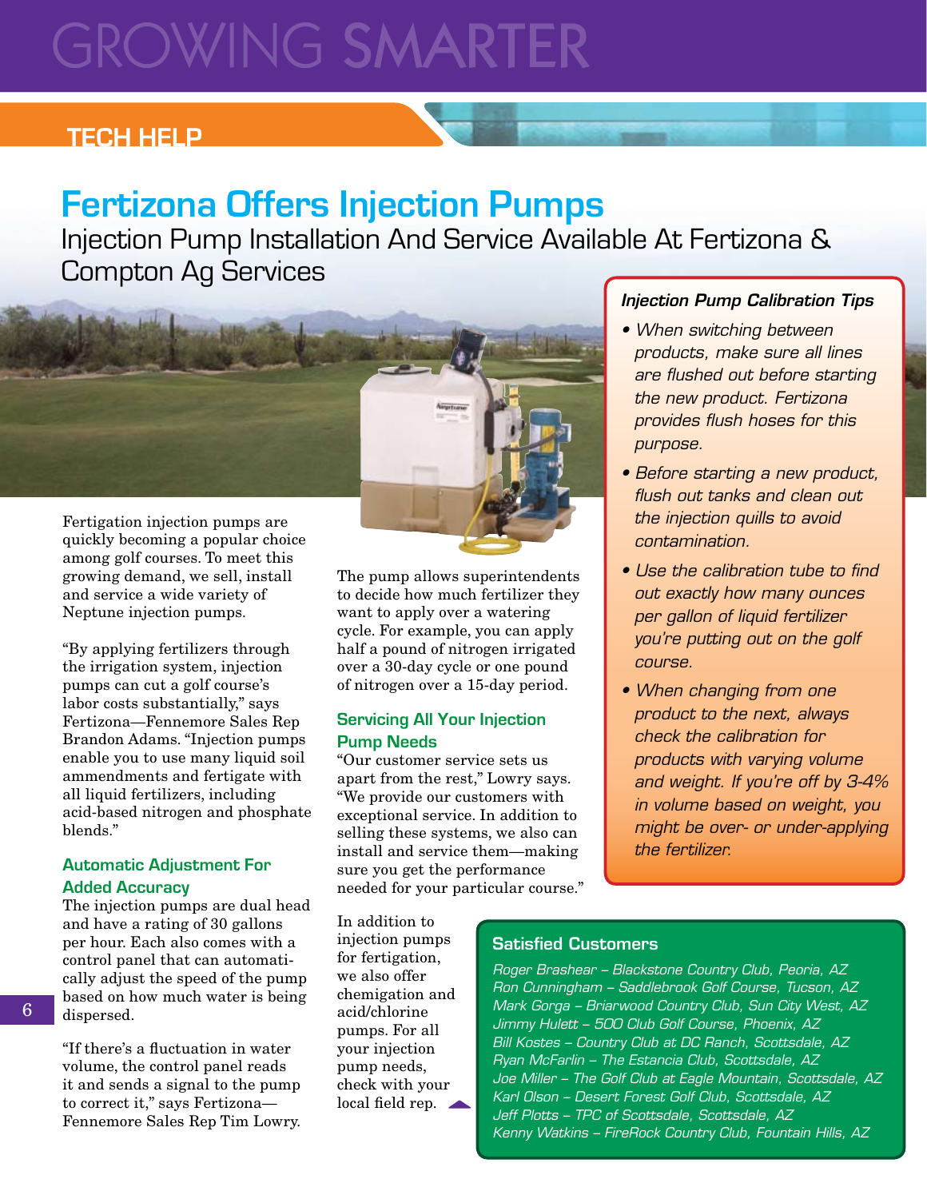GROWING SMARTER

TECH HELP

# Fertizona Offers Injection Pumps

## Injection Pump Installation And Service Available At Fertizona & Compton Ag Services

Fertigation injection pumps are quickly becoming a popular choice among golf courses. To meet this growing demand, we sell, install and service a wide variety of Neptune injection pumps.

"By applying fertilizers through the irrigation system, injection pumps can cut a golf course's labor costs substantially," says Fertizona—Fennemore Sales Rep Brandon Adams. "Injection pumps enable you to use many liquid soil ammendments and fertigate with all liquid fertilizers, including acid-based nitrogen and phosphate blends."

### Automatic Adjustment For Added Accuracy

The injection pumps are dual head and have a rating of 30 gallons per hour. Each also comes with a control panel that can automatically adjust the speed of the pump based on how much water is being dispersed.

"If there's a fluctuation in water volume, the control panel reads it and sends a signal to the pump to correct it," says Fertizona—Fennemore Sales Rep Tim Lowry.

The pump allows superintendents to decide how much fertilizer they want to apply over a watering cycle. For example, you can apply half a pound of nitrogen irrigated over a 30-day cycle or one pound of nitrogen over a 15-day period.

### Servicing All Your Injection Pump Needs

"Our customer service sets us apart from the rest," Lowry says. "We provide our customers with exceptional service. In addition to selling these systems, we also can install and service them—making sure you get the performance needed for your particular course."

In addition to injection pumps for fertigation, we also offer chemigation and acid/chlorine pumps. For all your injection pump needs, check with your local field rep.

### *Injection Pump Calibration Tips*

- *When switching between products, make sure all lines are flushed out before starting the new product. Fertizona provides flush hoses for this purpose.*
- *Before starting a new product, flush out tanks and clean out the injection quills to avoid contamination.*
- *Use the calibration tube to find out exactly how many ounces per gallon of liquid fertilizer you're putting out on the golf course.*
- *When changing from one product to the next, always check the calibration for products with varying volume and weight. If you're off by 3-4% in volume based on weight, you might be over- or under-applying the fertilizer.*

### Satisfied Customers

*Roger Brashear – Blackstone Country Club, Peoria, AZ*
*Ron Cunningham – Saddlebrook Golf Course, Tucson, AZ*
*Mark Gorga – Briarwood Country Club, Sun City West, AZ*
*Jimmy Hulett – 500 Club Golf Course, Phoenix, AZ*
*Bill Kostes – Country Club at DC Ranch, Scottsdale, AZ*
*Ryan McFarlin – The Estancia Club, Scottsdale, AZ*
*Joe Miller – The Golf Club at Eagle Mountain, Scottsdale, AZ*
*Karl Olson – Desert Forest Golf Club, Scottsdale, AZ*
*Jeff Plotts – TPC of Scottsdale, Scottsdale, AZ*
*Kenny Watkins – FireRock Country Club, Fountain Hills, AZ*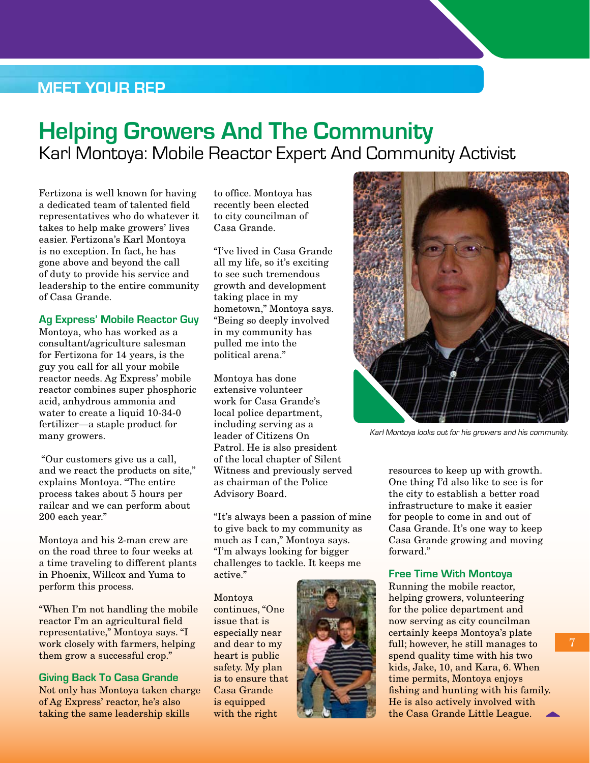MEET YOUR REP

# Helping Growers And The Community

## Karl Montoya: Mobile Reactor Expert And Community Activist

Fertizona is well known for having a dedicated team of talented field representatives who do whatever it takes to help make growers' lives easier. Fertizona's Karl Montoya is no exception. In fact, he has gone above and beyond the call of duty to provide his service and leadership to the entire community of Casa Grande.

### Ag Express' Mobile Reactor Guy

Montoya, who has worked as a consultant/agriculture salesman for Fertizona for 14 years, is the guy you call for all your mobile reactor needs. Ag Express' mobile reactor combines super phosphoric acid, anhydrous ammonia and water to create a liquid 10-34-0 fertilizer—a staple product for many growers.

"Our customers give us a call, and we react the products on site," explains Montoya. "The entire process takes about 5 hours per railcar and we can perform about 200 each year."

Montoya and his 2-man crew are on the road three to four weeks at a time traveling to different plants in Phoenix, Willcox and Yuma to perform this process.

"When I'm not handling the mobile reactor I'm an agricultural field representative," Montoya says. "I work closely with farmers, helping them grow a successful crop."

### Giving Back To Casa Grande

Not only has Montoya taken charge of Ag Express' reactor, he's also taking the same leadership skills to office. Montoya has recently been elected to city councilman of Casa Grande.

"I've lived in Casa Grande all my life, so it's exciting to see such tremendous growth and development taking place in my hometown," Montoya says. "Being so deeply involved in my community has pulled me into the political arena."

Montoya has done extensive volunteer work for Casa Grande's local police department, including serving as a leader of Citizens On Patrol. He is also president of the local chapter of Silent Witness and previously served as chairman of the Police Advisory Board.

"It's always been a passion of mine to give back to my community as much as I can," Montoya says. "I'm always looking for bigger challenges to tackle. It keeps me active."

Montoya continues, "One issue that is especially near and dear to my heart is public safety. My plan is to ensure that Casa Grande is equipped with the right resources to keep up with growth. One thing I'd also like to see is for the city to establish a better road infrastructure to make it easier for people to come in and out of Casa Grande. It's one way to keep Casa Grande growing and moving forward."

*Karl Montoya looks out for his growers and his community.*

### Free Time With Montoya

Running the mobile reactor, helping growers, volunteering for the police department and now serving as city councilman certainly keeps Montoya's plate full; however, he still manages to spend quality time with his two kids, Jake, 10, and Kara, 6. When time permits, Montoya enjoys fishing and hunting with his family. He is also actively involved with the Casa Grande Little League.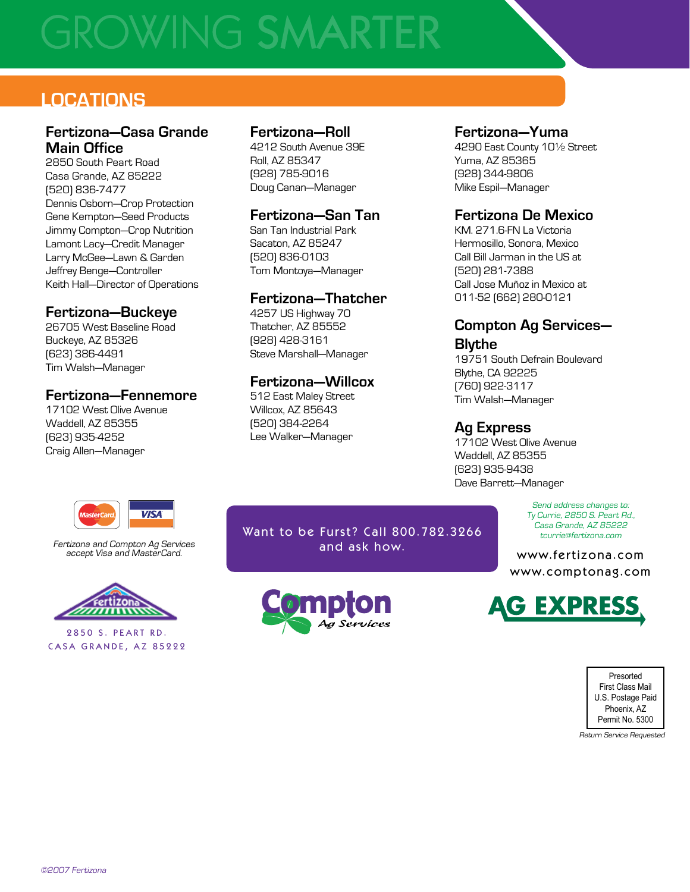# GROWING SMARTER

## LOCATIONS

### Fertizona—Casa Grande Main Office
2850 South Peart Road
Casa Grande, AZ 85222
(520) 836-7477
Dennis Osborn—Crop Protection
Gene Kempton—Seed Products
Jimmy Compton—Crop Nutrition
Lamont Lacy—Credit Manager
Larry McGee—Lawn & Garden
Jeffrey Benge—Controller
Keith Hall—Director of Operations

### Fertizona—Buckeye
26705 West Baseline Road
Buckeye, AZ 85326
(623) 386-4491
Tim Walsh—Manager

### Fertizona—Fennemore
17102 West Olive Avenue
Waddell, AZ 85355
(623) 935-4252
Craig Allen—Manager

### Fertizona—Roll
4212 South Avenue 39E
Roll, AZ 85347
(928) 785-9016
Doug Canan—Manager

### Fertizona—San Tan
San Tan Industrial Park
Sacaton, AZ 85247
(520) 836-0103
Tom Montoya—Manager

### Fertizona—Thatcher
4257 US Highway 70
Thatcher, AZ 85552
(928) 428-3161
Steve Marshall—Manager

### Fertizona—Willcox
512 East Maley Street
Willcox, AZ 85643
(520) 384-2264
Lee Walker—Manager

### Fertizona—Yuma
4290 East County 10½ Street
Yuma, AZ 85365
(928) 344-9806
Mike Espil—Manager

### Fertizona De Mexico
KM. 271.6-FN La Victoria
Hermosillo, Sonora, Mexico
Call Bill Jarman in the US at
(520) 281-7388
Call Jose Muñoz in Mexico at
011-52 (662) 280-0121

### Compton Ag Services—Blythe
19751 South Defrain Boulevard
Blythe, CA 92225
(760) 922-3117
Tim Walsh—Manager

### Ag Express
17102 West Olive Avenue
Waddell, AZ 85355
(623) 935-9438
Dave Barrett—Manager

*Fertizona and Compton Ag Services accept Visa and MasterCard.*

Want to be Furst? Call 800.782.3266 and ask how.

*Send address changes to:*
*Ty Currie, 2850 S. Peart Rd.,*
*Casa Grande, AZ 85222*
*tcurrie@fertizona.com*

www.fertizona.com
www.comptonag.com

Fertizona
2850 S. PEART RD.
CASA GRANDE, AZ 85222

Compton Ag Services

AG EXPRESS

Presorted
First Class Mail
U.S. Postage Paid
Phoenix, AZ
Permit No. 5300

*Return Service Requested*

*©2007 Fertizona*